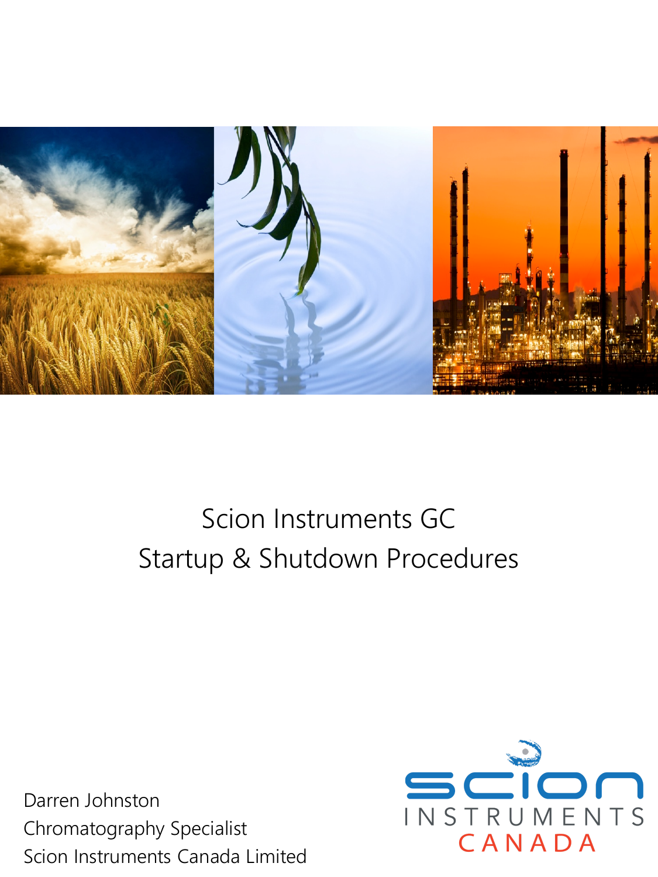# Scion Instruments GC
# Startup & Shutdown Procedures

Darren Johnston
Chromatography Specialist
Scion Instruments Canada Limited

SCION INSTRUMENTS CANADA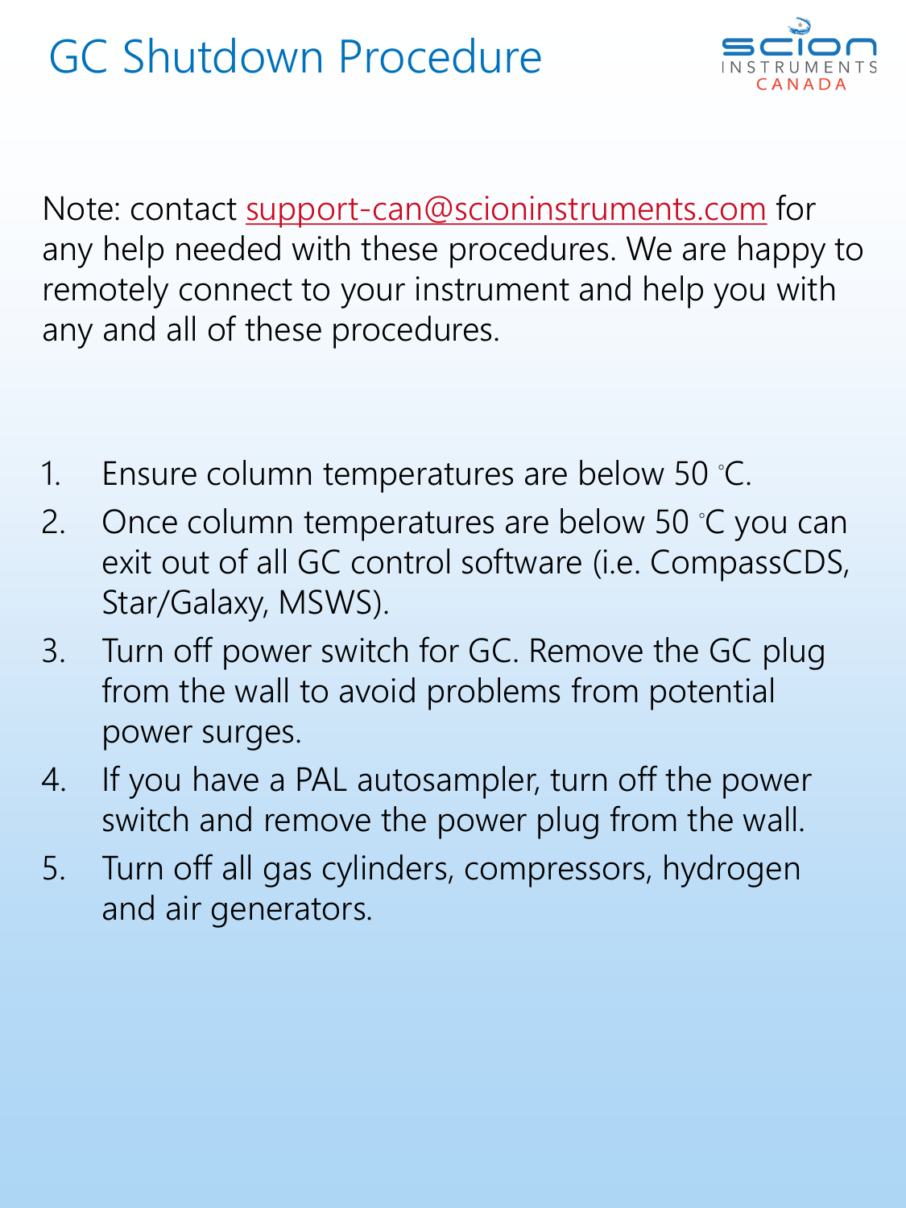# GC Shutdown Procedure

Note: contact support-can@scioninstruments.com for any help needed with these procedures. We are happy to remotely connect to your instrument and help you with any and all of these procedures.

1. Ensure column temperatures are below 50 °C.
2. Once column temperatures are below 50 °C you can exit out of all GC control software (i.e. CompassCDS, Star/Galaxy, MSWS).
3. Turn off power switch for GC. Remove the GC plug from the wall to avoid problems from potential power surges.
4. If you have a PAL autosampler, turn off the power switch and remove the power plug from the wall.
5. Turn off all gas cylinders, compressors, hydrogen and air generators.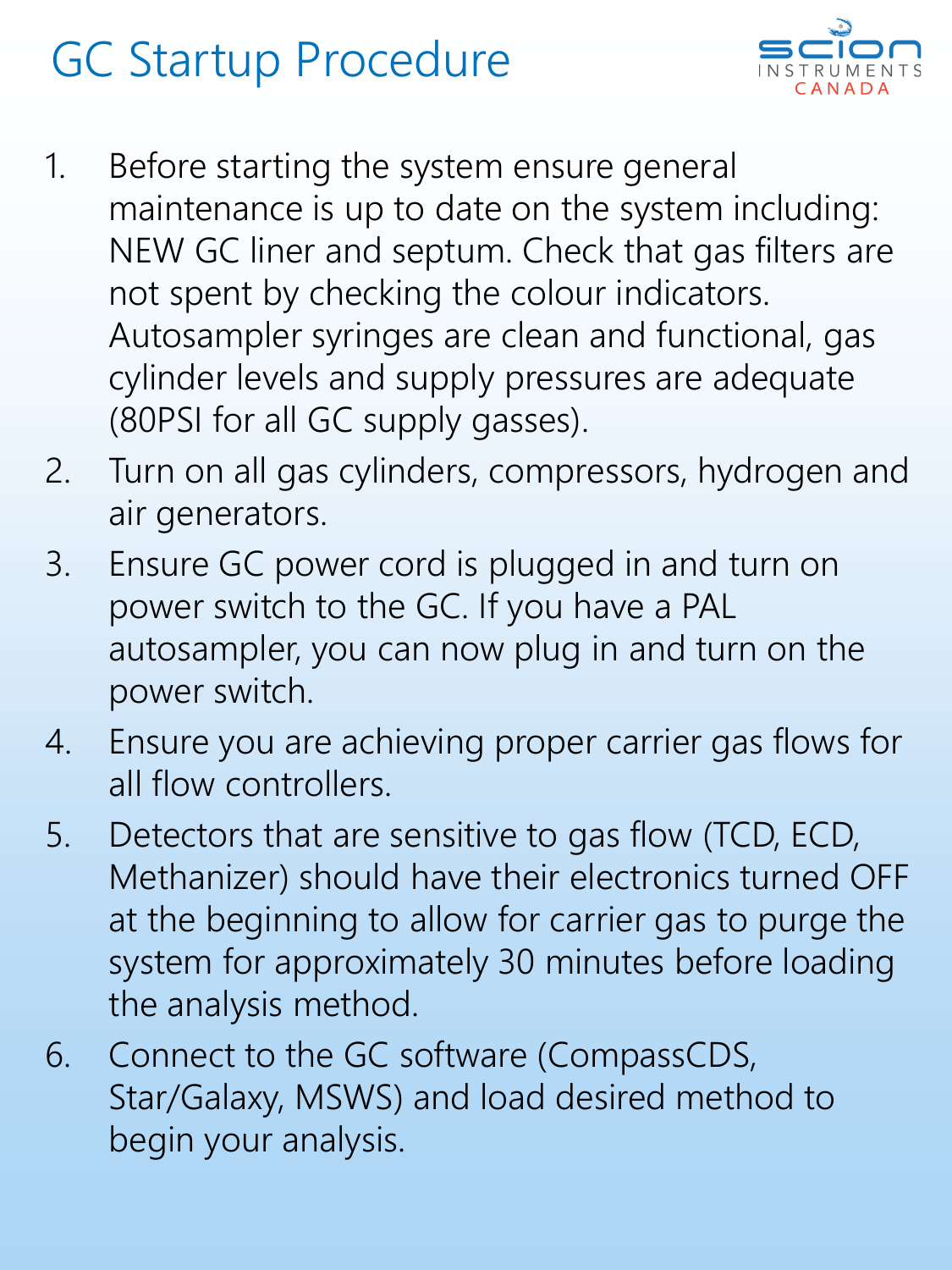# GC Startup Procedure

1. Before starting the system ensure general maintenance is up to date on the system including: NEW GC liner and septum. Check that gas filters are not spent by checking the colour indicators. Autosampler syringes are clean and functional, gas cylinder levels and supply pressures are adequate (80PSI for all GC supply gasses).
2. Turn on all gas cylinders, compressors, hydrogen and air generators.
3. Ensure GC power cord is plugged in and turn on power switch to the GC. If you have a PAL autosampler, you can now plug in and turn on the power switch.
4. Ensure you are achieving proper carrier gas flows for all flow controllers.
5. Detectors that are sensitive to gas flow (TCD, ECD, Methanizer) should have their electronics turned OFF at the beginning to allow for carrier gas to purge the system for approximately 30 minutes before loading the analysis method.
6. Connect to the GC software (CompassCDS, Star/Galaxy, MSWS) and load desired method to begin your analysis.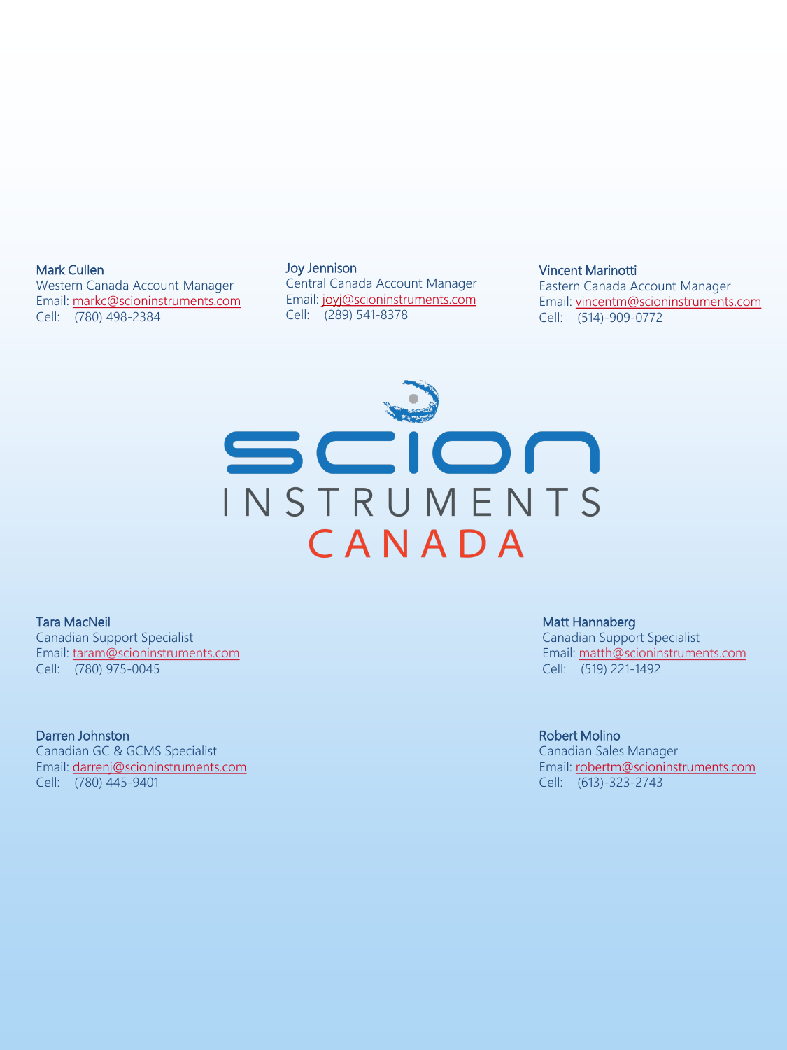**Mark Cullen**
Western Canada Account Manager
Email: markc@scioninstruments.com
Cell: (780) 498-2384

**Joy Jennison**
Central Canada Account Manager
Email: joyj@scioninstruments.com
Cell: (289) 541-8378

**Vincent Marinotti**
Eastern Canada Account Manager
Email: vincentm@scioninstruments.com
Cell: (514)-909-0772

SCION INSTRUMENTS CANADA

**Tara MacNeil**
Canadian Support Specialist
Email: taram@scioninstruments.com
Cell: (780) 975-0045

**Matt Hannaberg**
Canadian Support Specialist
Email: matth@scioninstruments.com
Cell: (519) 221-1492

**Darren Johnston**
Canadian GC & GCMS Specialist
Email: darrenj@scioninstruments.com
Cell: (780) 445-9401

**Robert Molino**
Canadian Sales Manager
Email: robertm@scioninstruments.com
Cell: (613)-323-2743